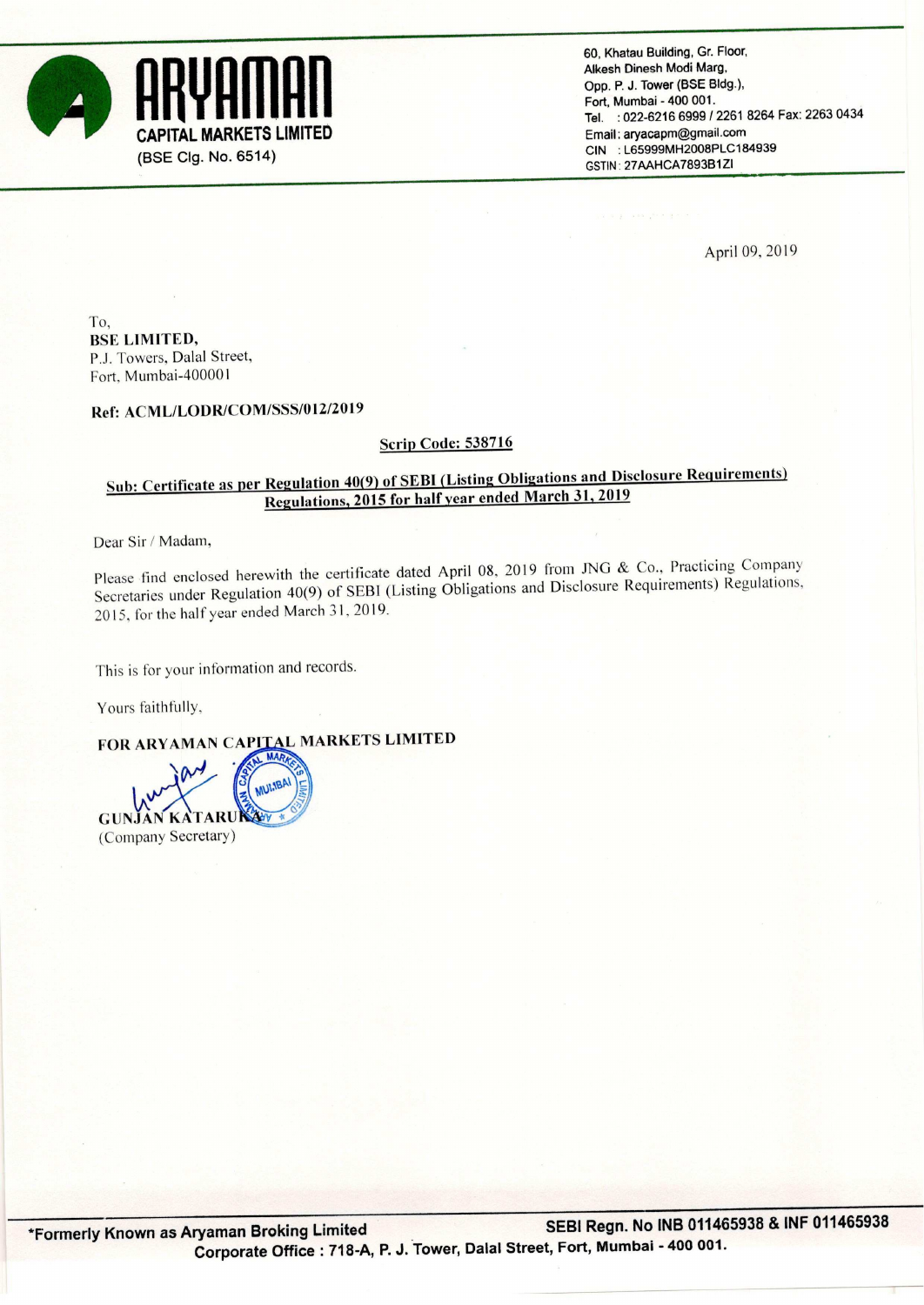**ARYAMAN**
**CAPITAL MARKETS LIMITED**
(BSE Clg. No. 6514)

60, Khatau Building, Gr. Floor,
Alkesh Dinesh Modi Marg,
Opp. P. J. Tower (BSE Bldg.),
Fort, Mumbai - 400 001.
Tel. : 022-6216 6999 / 2261 8264 Fax: 2263 0434
Email: aryacapm@gmail.com
CIN : L65999MH2008PLC184939
GSTIN: 27AAHCA7893B1ZI

April 09, 2019

To,
**BSE LIMITED,**
P.J. Towers, Dalal Street,
Fort, Mumbai-400001

**Ref: ACML/LODR/COM/SSS/012/2019**

**Scrip Code: 538716**

**Sub: Certificate as per Regulation 40(9) of SEBI (Listing Obligations and Disclosure Requirements) Regulations, 2015 for half year ended March 31, 2019**

Dear Sir / Madam,

Please find enclosed herewith the certificate dated April 08, 2019 from JNG & Co., Practicing Company Secretaries under Regulation 40(9) of SEBI (Listing Obligations and Disclosure Requirements) Regulations, 2015, for the half year ended March 31, 2019.

This is for your information and records.

Yours faithfully,

**FOR ARYAMAN CAPITAL MARKETS LIMITED**

**GUNJAN KATARUKA**
(Company Secretary)

**\*Formerly Known as Aryaman Broking Limited** **SEBI Regn. No INB 011465938 & INF 011465938**
**Corporate Office : 718-A, P. J. Tower, Dalal Street, Fort, Mumbai - 400 001.**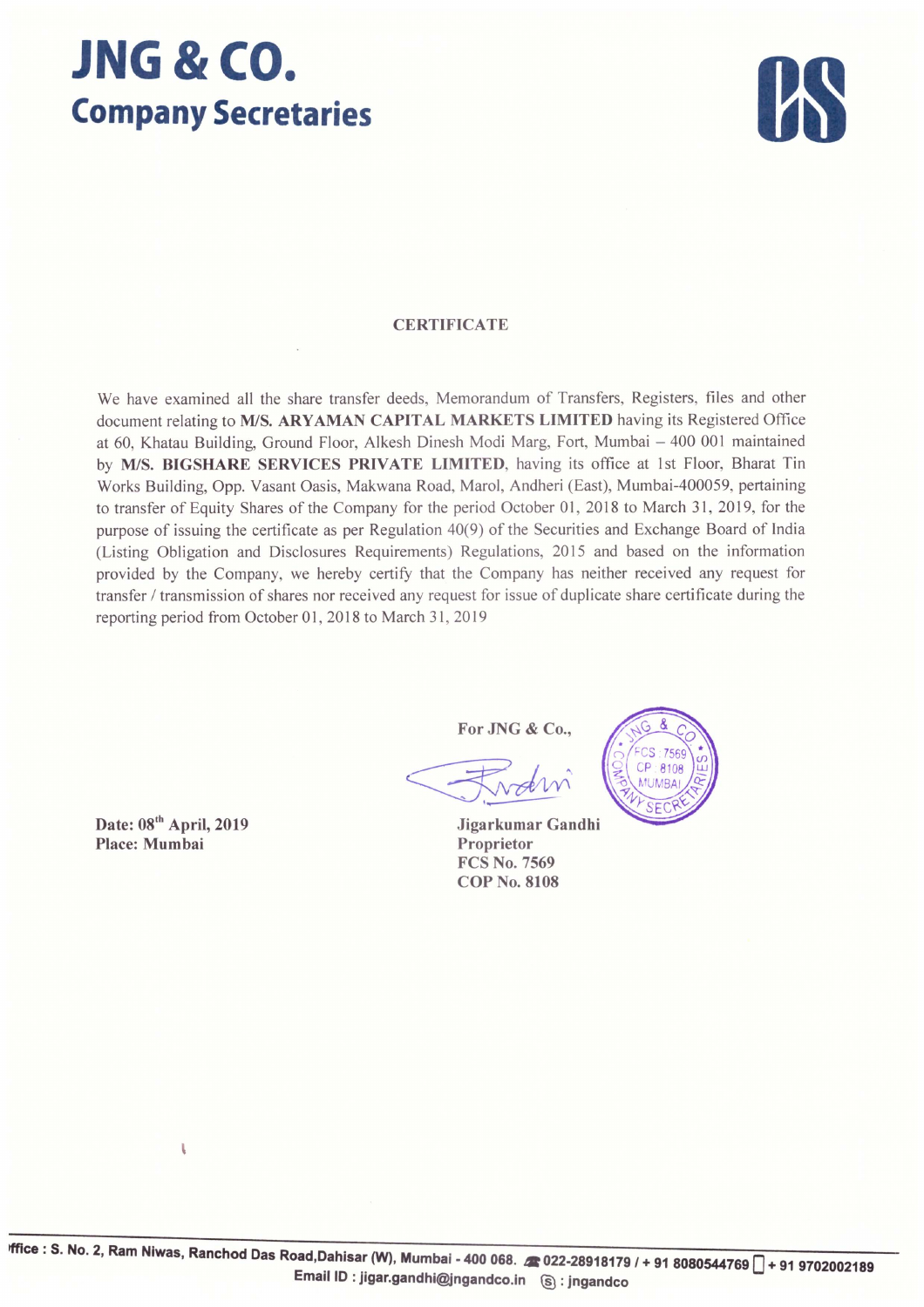# JNG & CO.
## Company Secretaries

### CERTIFICATE

We have examined all the share transfer deeds, Memorandum of Transfers, Registers, files and other document relating to **M/S. ARYAMAN CAPITAL MARKETS LIMITED** having its Registered Office at 60, Khatau Building, Ground Floor, Alkesh Dinesh Modi Marg, Fort, Mumbai – 400 001 maintained by **M/S. BIGSHARE SERVICES PRIVATE LIMITED**, having its office at 1st Floor, Bharat Tin Works Building, Opp. Vasant Oasis, Makwana Road, Marol, Andheri (East), Mumbai-400059, pertaining to transfer of Equity Shares of the Company for the period October 01, 2018 to March 31, 2019, for the purpose of issuing the certificate as per Regulation 40(9) of the Securities and Exchange Board of India (Listing Obligation and Disclosures Requirements) Regulations, 2015 and based on the information provided by the Company, we hereby certify that the Company has neither received any request for transfer / transmission of shares nor received any request for issue of duplicate share certificate during the reporting period from October 01, 2018 to March 31, 2019

**For JNG & Co.,**

**Jigarkumar Gandhi**
**Proprietor**
**FCS No. 7569**
**COP No. 8108**

**Date: 08th April, 2019**
**Place: Mumbai**

Office : S. No. 2, Ram Niwas, Ranchod Das Road,Dahisar (W), Mumbai - 400 068. 022-28918179 / + 91 8080544769 + 91 9702002189
Email ID : jigar.gandhi@jngandco.in : jngandco